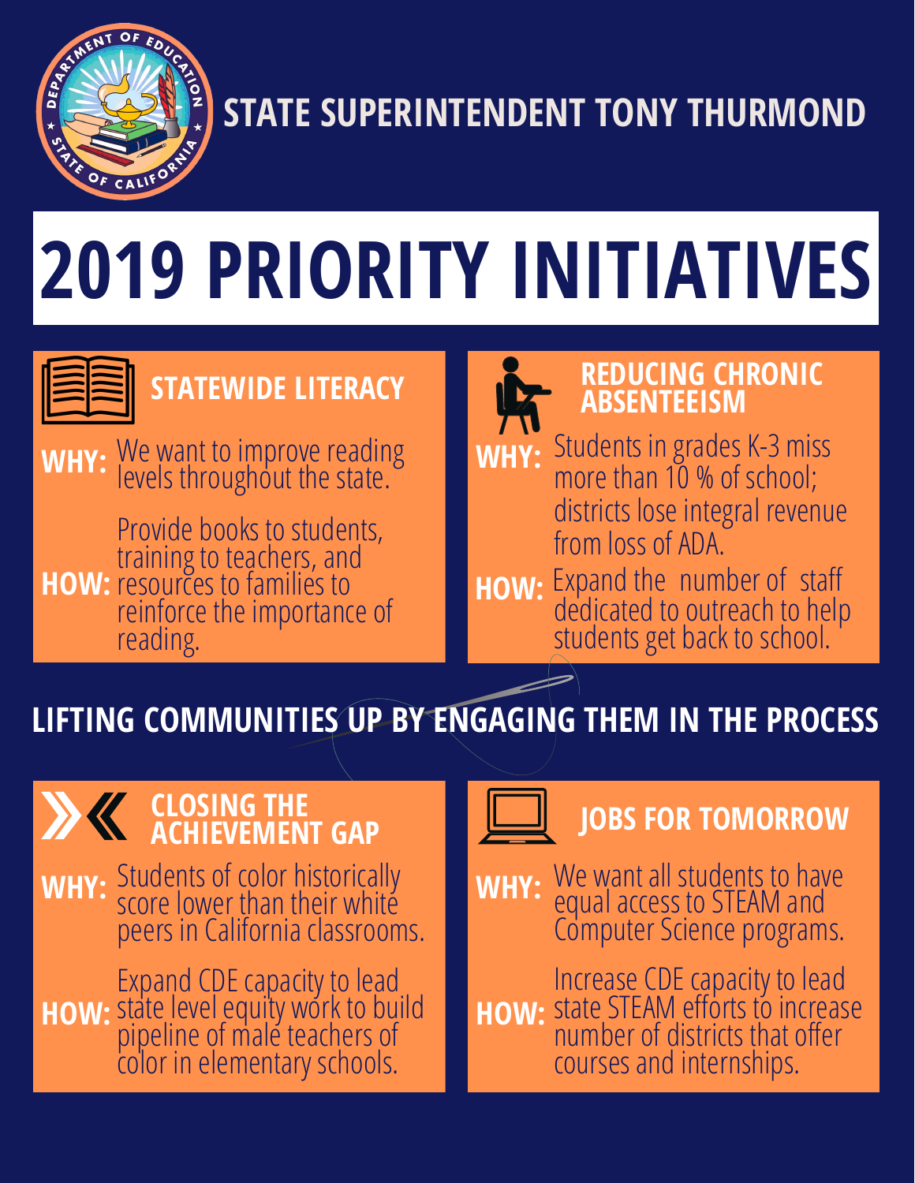# STATE SUPERINTENDENT TONY THURMOND

# 2019 PRIORITY INITIATIVES

## STATEWIDE LITERACY

**WHY:** We want to improve reading levels throughout the state.

**HOW:** Provide books to students, training to teachers, and resources to families to reinforce the importance of reading.

## REDUCING CHRONIC ABSENTEEISM

**WHY:** Students in grades K-3 miss more than 10 % of school; districts lose integral revenue from loss of ADA.

**HOW:** Expand the number of staff dedicated to outreach to help students get back to school.

## LIFTING COMMUNITIES UP BY ENGAGING THEM IN THE PROCESS

## CLOSING THE ACHIEVEMENT GAP

**WHY:** Students of color historically score lower than their white peers in California classrooms.

**HOW:** Expand CDE capacity to lead state level equity work to build pipeline of male teachers of color in elementary schools.

## JOBS FOR TOMORROW

**WHY:** We want all students to have equal access to STEAM and Computer Science programs.

**HOW:** Increase CDE capacity to lead state STEAM efforts to increase number of districts that offer courses and internships.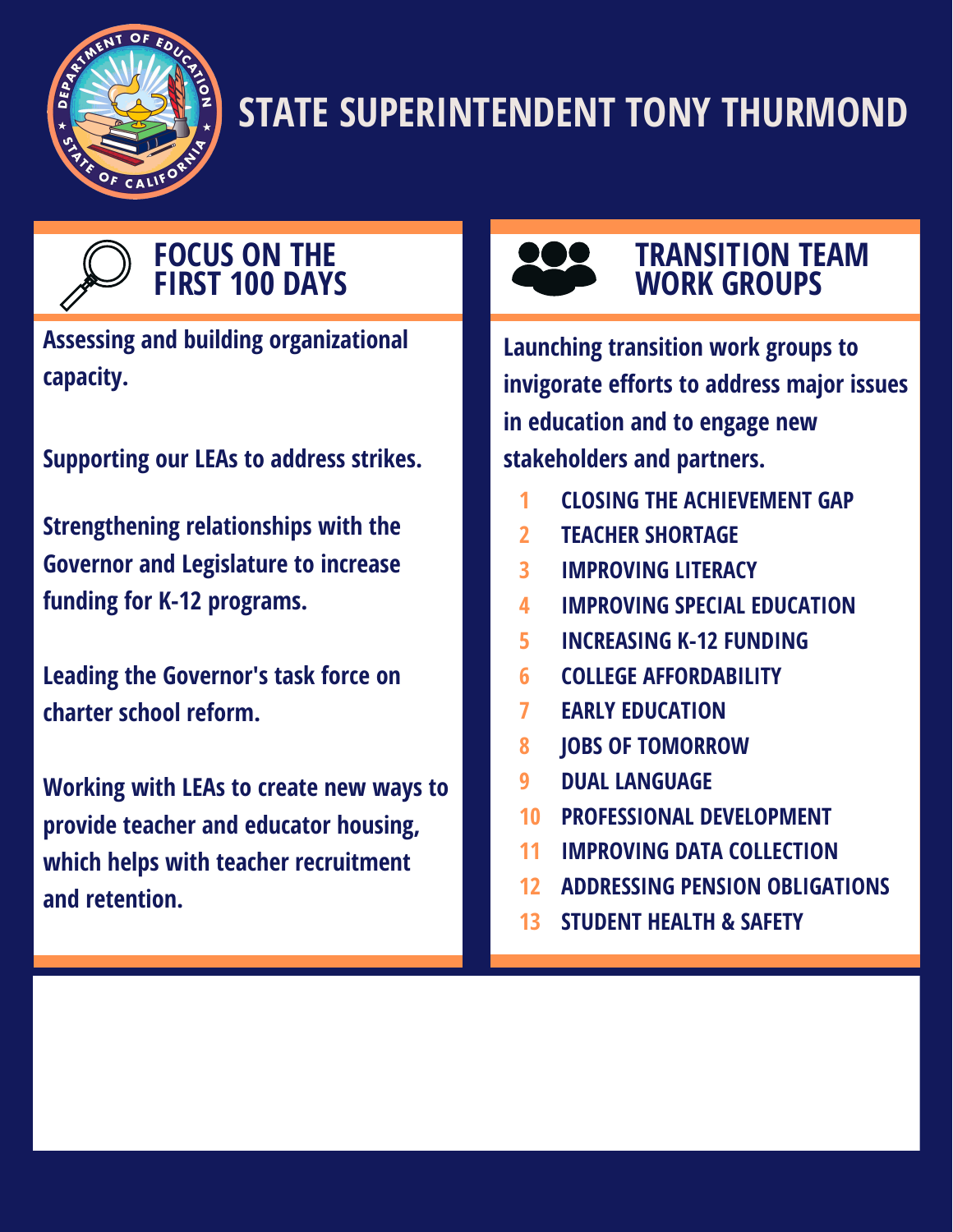# STATE SUPERINTENDENT TONY THURMOND

## FOCUS ON THE FIRST 100 DAYS

**Assessing and building organizational capacity.**

**Supporting our LEAs to address strikes.**

**Strengthening relationships with the Governor and Legislature to increase funding for K-12 programs.**

**Leading the Governor's task force on charter school reform.**

**Working with LEAs to create new ways to provide teacher and educator housing, which helps with teacher recruitment and retention.**

## TRANSITION TEAM WORK GROUPS

**Launching transition work groups to invigorate efforts to address major issues in education and to engage new stakeholders and partners.**

1. CLOSING THE ACHIEVEMENT GAP
2. TEACHER SHORTAGE
3. IMPROVING LITERACY
4. IMPROVING SPECIAL EDUCATION
5. INCREASING K-12 FUNDING
6. COLLEGE AFFORDABILITY
7. EARLY EDUCATION
8. JOBS OF TOMORROW
9. DUAL LANGUAGE
10. PROFESSIONAL DEVELOPMENT
11. IMPROVING DATA COLLECTION
12. ADDRESSING PENSION OBLIGATIONS
13. STUDENT HEALTH & SAFETY